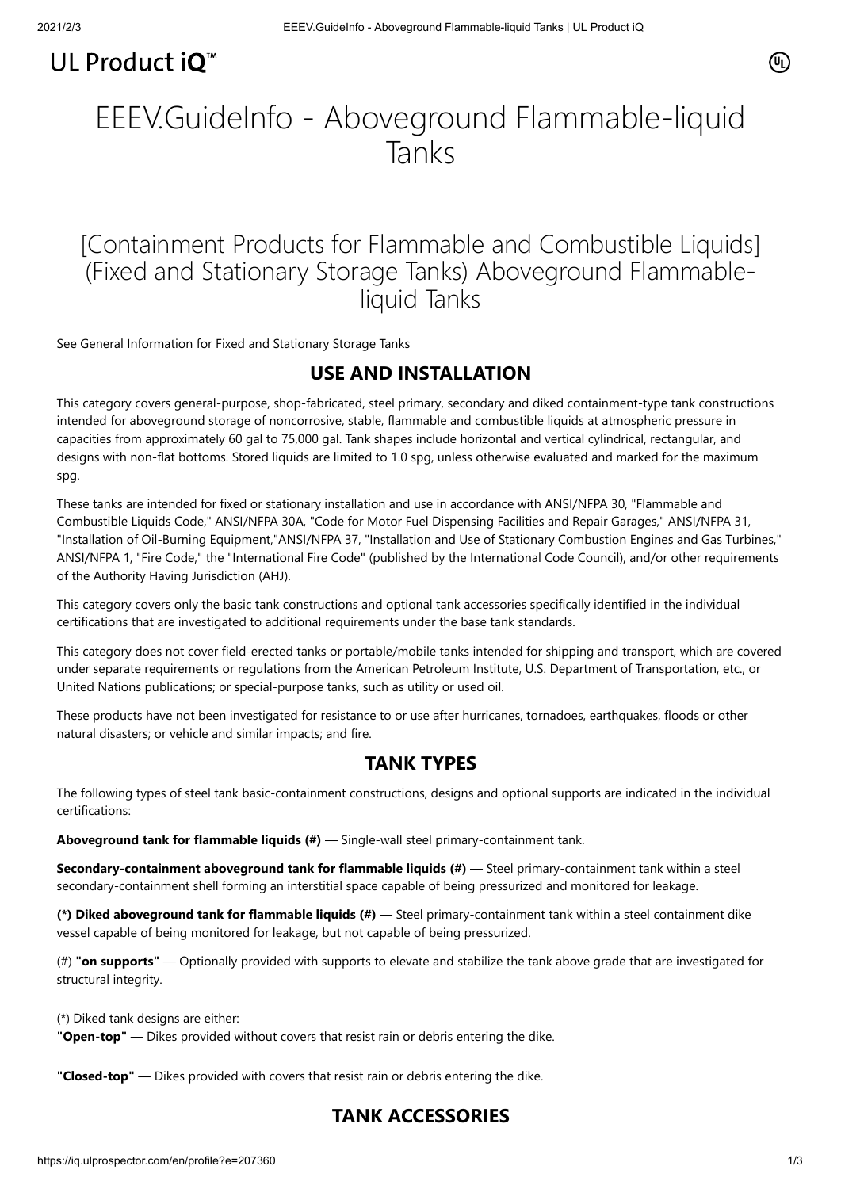UL Product iQ™

# EEEV.GuideInfo - Aboveground Flammable-liquid Tanks

## [Containment Products for Flammable and Combustible Liquids] (Fixed and Stationary Storage Tanks) Aboveground Flammable-liquid Tanks

See General Information for Fixed and Stationary Storage Tanks

### USE AND INSTALLATION

This category covers general-purpose, shop-fabricated, steel primary, secondary and diked containment-type tank constructions intended for aboveground storage of noncorrosive, stable, flammable and combustible liquids at atmospheric pressure in capacities from approximately 60 gal to 75,000 gal. Tank shapes include horizontal and vertical cylindrical, rectangular, and designs with non-flat bottoms. Stored liquids are limited to 1.0 spg, unless otherwise evaluated and marked for the maximum spg.

These tanks are intended for fixed or stationary installation and use in accordance with ANSI/NFPA 30, "Flammable and Combustible Liquids Code," ANSI/NFPA 30A, "Code for Motor Fuel Dispensing Facilities and Repair Garages," ANSI/NFPA 31, "Installation of Oil-Burning Equipment,"ANSI/NFPA 37, "Installation and Use of Stationary Combustion Engines and Gas Turbines," ANSI/NFPA 1, "Fire Code," the "International Fire Code" (published by the International Code Council), and/or other requirements of the Authority Having Jurisdiction (AHJ).

This category covers only the basic tank constructions and optional tank accessories specifically identified in the individual certifications that are investigated to additional requirements under the base tank standards.

This category does not cover field-erected tanks or portable/mobile tanks intended for shipping and transport, which are covered under separate requirements or regulations from the American Petroleum Institute, U.S. Department of Transportation, etc., or United Nations publications; or special-purpose tanks, such as utility or used oil.

These products have not been investigated for resistance to or use after hurricanes, tornadoes, earthquakes, floods or other natural disasters; or vehicle and similar impacts; and fire.

### TANK TYPES

The following types of steel tank basic-containment constructions, designs and optional supports are indicated in the individual certifications:

**Aboveground tank for flammable liquids (#)** — Single-wall steel primary-containment tank.

**Secondary-containment aboveground tank for flammable liquids (#)** — Steel primary-containment tank within a steel secondary-containment shell forming an interstitial space capable of being pressurized and monitored for leakage.

**(*) Diked aboveground tank for flammable liquids (#)** — Steel primary-containment tank within a steel containment dike vessel capable of being monitored for leakage, but not capable of being pressurized.

(#) **"on supports"** — Optionally provided with supports to elevate and stabilize the tank above grade that are investigated for structural integrity.

(*) Diked tank designs are either:
**"Open-top"** — Dikes provided without covers that resist rain or debris entering the dike.

**"Closed-top"** — Dikes provided with covers that resist rain or debris entering the dike.

### TANK ACCESSORIES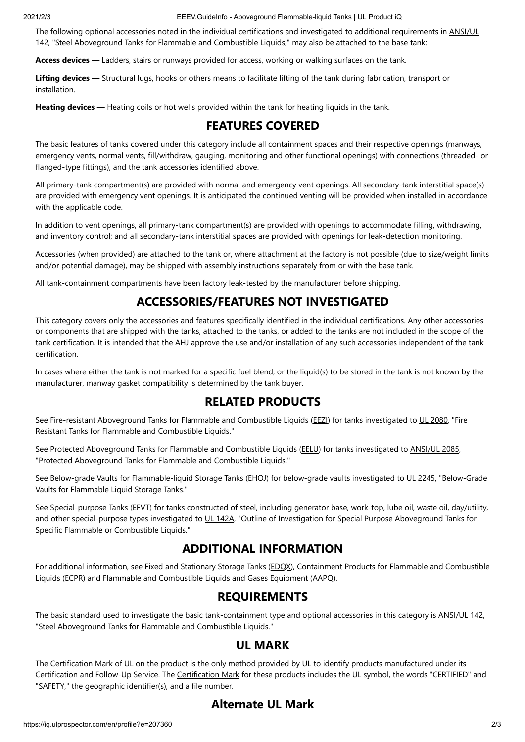The following optional accessories noted in the individual certifications and investigated to additional requirements in ANSI/UL 142, "Steel Aboveground Tanks for Flammable and Combustible Liquids," may also be attached to the base tank:

**Access devices** — Ladders, stairs or runways provided for access, working or walking surfaces on the tank.

**Lifting devices** — Structural lugs, hooks or others means to facilitate lifting of the tank during fabrication, transport or installation.

**Heating devices** — Heating coils or hot wells provided within the tank for heating liquids in the tank.

## FEATURES COVERED

The basic features of tanks covered under this category include all containment spaces and their respective openings (manways, emergency vents, normal vents, fill/withdraw, gauging, monitoring and other functional openings) with connections (threaded- or flanged-type fittings), and the tank accessories identified above.

All primary-tank compartment(s) are provided with normal and emergency vent openings. All secondary-tank interstitial space(s) are provided with emergency vent openings. It is anticipated the continued venting will be provided when installed in accordance with the applicable code.

In addition to vent openings, all primary-tank compartment(s) are provided with openings to accommodate filling, withdrawing, and inventory control; and all secondary-tank interstitial spaces are provided with openings for leak-detection monitoring.

Accessories (when provided) are attached to the tank or, where attachment at the factory is not possible (due to size/weight limits and/or potential damage), may be shipped with assembly instructions separately from or with the base tank.

All tank-containment compartments have been factory leak-tested by the manufacturer before shipping.

## ACCESSORIES/FEATURES NOT INVESTIGATED

This category covers only the accessories and features specifically identified in the individual certifications. Any other accessories or components that are shipped with the tanks, attached to the tanks, or added to the tanks are not included in the scope of the tank certification. It is intended that the AHJ approve the use and/or installation of any such accessories independent of the tank certification.

In cases where either the tank is not marked for a specific fuel blend, or the liquid(s) to be stored in the tank is not known by the manufacturer, manway gasket compatibility is determined by the tank buyer.

## RELATED PRODUCTS

See Fire-resistant Aboveground Tanks for Flammable and Combustible Liquids (EEZI) for tanks investigated to UL 2080, "Fire Resistant Tanks for Flammable and Combustible Liquids."

See Protected Aboveground Tanks for Flammable and Combustible Liquids (EELU) for tanks investigated to ANSI/UL 2085, "Protected Aboveground Tanks for Flammable and Combustible Liquids."

See Below-grade Vaults for Flammable-liquid Storage Tanks (EHOJ) for below-grade vaults investigated to UL 2245, "Below-Grade Vaults for Flammable Liquid Storage Tanks."

See Special-purpose Tanks (EFVT) for tanks constructed of steel, including generator base, work-top, lube oil, waste oil, day/utility, and other special-purpose types investigated to UL 142A, "Outline of Investigation for Special Purpose Aboveground Tanks for Specific Flammable or Combustible Liquids."

## ADDITIONAL INFORMATION

For additional information, see Fixed and Stationary Storage Tanks (EDQX), Containment Products for Flammable and Combustible Liquids (ECPR) and Flammable and Combustible Liquids and Gases Equipment (AAPQ).

## REQUIREMENTS

The basic standard used to investigate the basic tank-containment type and optional accessories in this category is ANSI/UL 142, "Steel Aboveground Tanks for Flammable and Combustible Liquids."

## UL MARK

The Certification Mark of UL on the product is the only method provided by UL to identify products manufactured under its Certification and Follow-Up Service. The Certification Mark for these products includes the UL symbol, the words "CERTIFIED" and "SAFETY," the geographic identifier(s), and a file number.

## Alternate UL Mark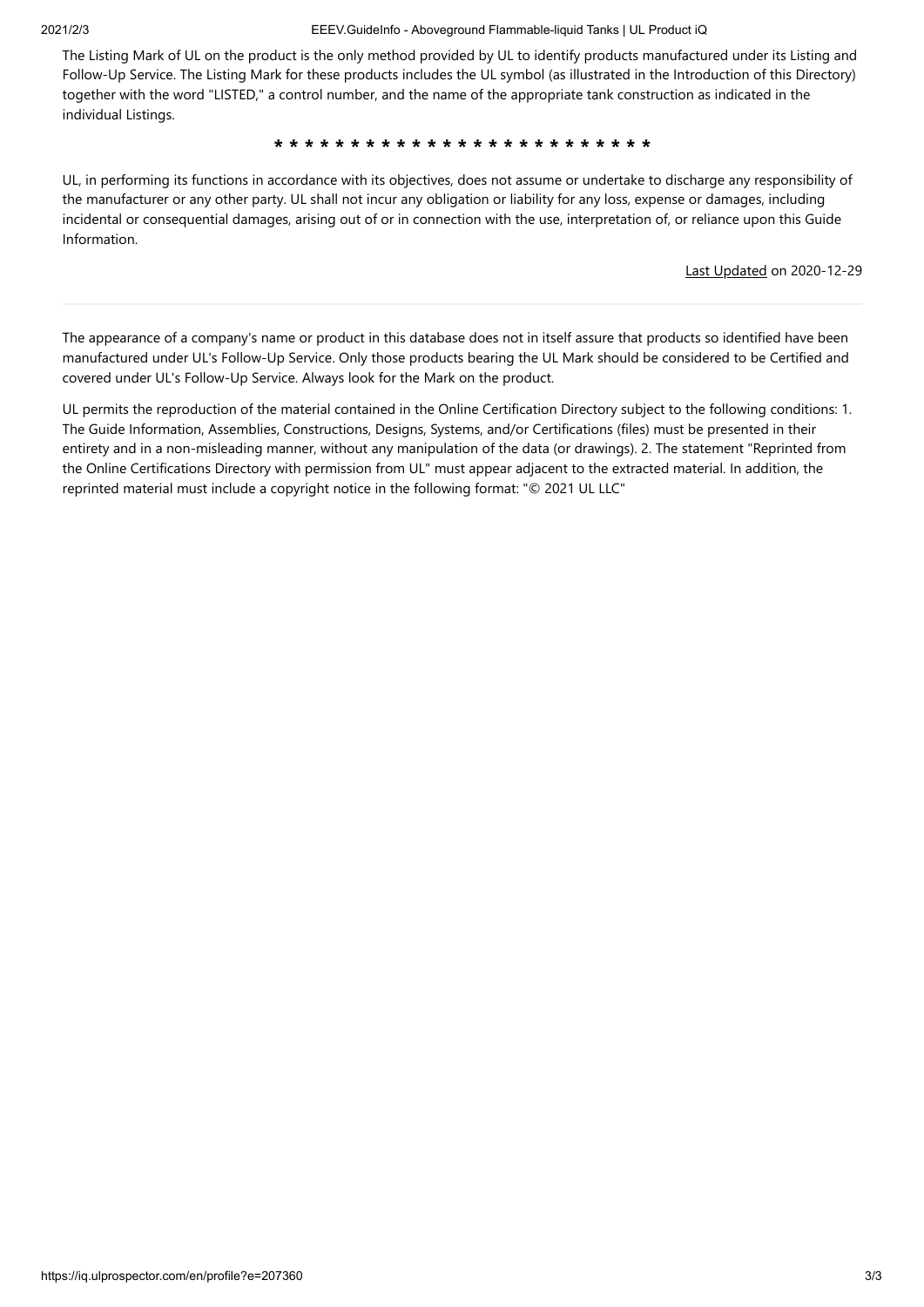The Listing Mark of UL on the product is the only method provided by UL to identify products manufactured under its Listing and Follow-Up Service. The Listing Mark for these products includes the UL symbol (as illustrated in the Introduction of this Directory) together with the word "LISTED," a control number, and the name of the appropriate tank construction as indicated in the individual Listings.

* * * * * * * * * * * * * * * * * * * * * * * * *

UL, in performing its functions in accordance with its objectives, does not assume or undertake to discharge any responsibility of the manufacturer or any other party. UL shall not incur any obligation or liability for any loss, expense or damages, including incidental or consequential damages, arising out of or in connection with the use, interpretation of, or reliance upon this Guide Information.

Last Updated on 2020-12-29

---

The appearance of a company's name or product in this database does not in itself assure that products so identified have been manufactured under UL's Follow-Up Service. Only those products bearing the UL Mark should be considered to be Certified and covered under UL's Follow-Up Service. Always look for the Mark on the product.

UL permits the reproduction of the material contained in the Online Certification Directory subject to the following conditions: 1. The Guide Information, Assemblies, Constructions, Designs, Systems, and/or Certifications (files) must be presented in their entirety and in a non-misleading manner, without any manipulation of the data (or drawings). 2. The statement "Reprinted from the Online Certifications Directory with permission from UL" must appear adjacent to the extracted material. In addition, the reprinted material must include a copyright notice in the following format: "© 2021 UL LLC"